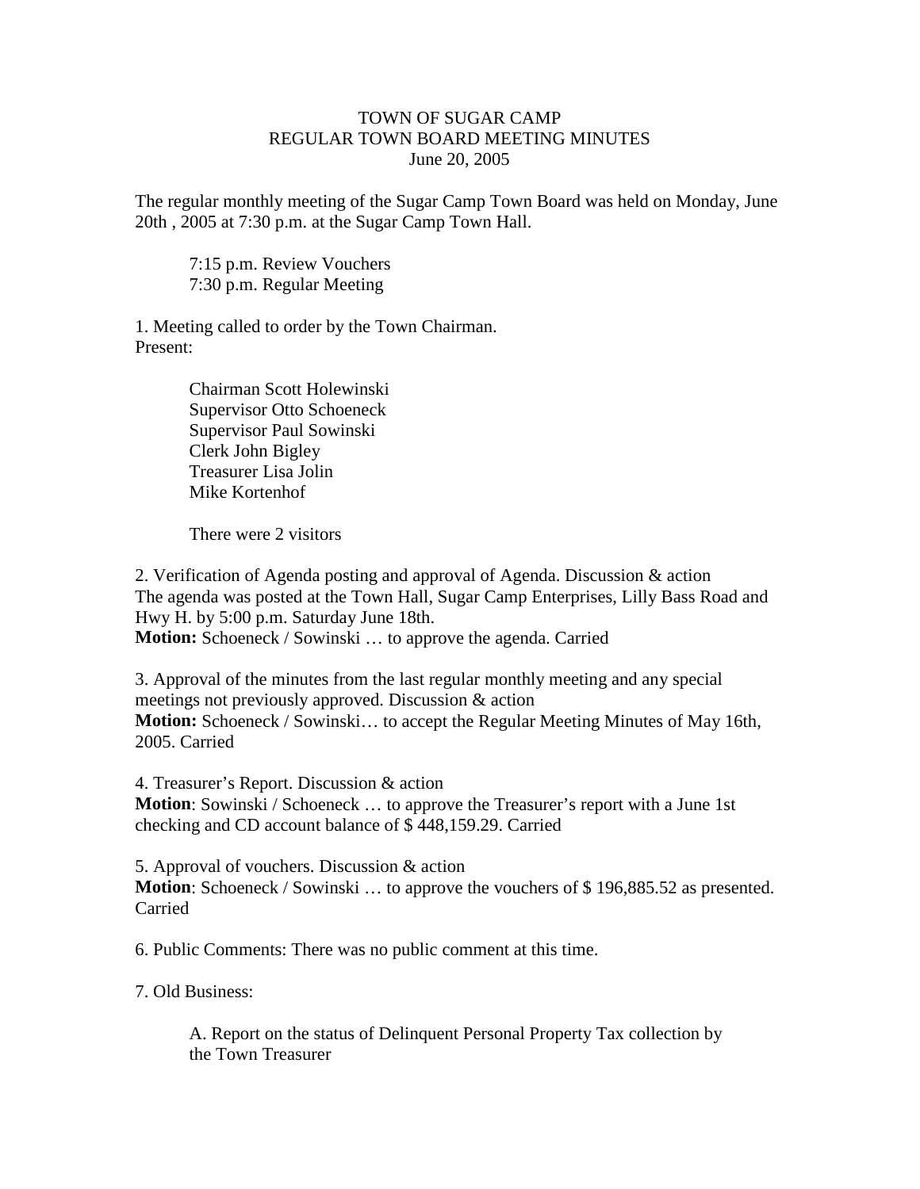# TOWN OF SUGAR CAMP
## REGULAR TOWN BOARD MEETING MINUTES
### June 20, 2005

The regular monthly meeting of the Sugar Camp Town Board was held on Monday, June 20th , 2005 at 7:30 p.m. at the Sugar Camp Town Hall.

> 7:15 p.m. Review Vouchers
> 7:30 p.m. Regular Meeting

1. Meeting called to order by the Town Chairman.
Present:

> Chairman Scott Holewinski
> Supervisor Otto Schoeneck
> Supervisor Paul Sowinski
> Clerk John Bigley
> Treasurer Lisa Jolin
> Mike Kortenhof
>
> There were 2 visitors

2. Verification of Agenda posting and approval of Agenda. Discussion & action
The agenda was posted at the Town Hall, Sugar Camp Enterprises, Lilly Bass Road and Hwy H. by 5:00 p.m. Saturday June 18th.
**Motion:** Schoeneck / Sowinski … to approve the agenda. Carried

3. Approval of the minutes from the last regular monthly meeting and any special meetings not previously approved. Discussion & action
**Motion:** Schoeneck / Sowinski… to accept the Regular Meeting Minutes of May 16th, 2005. Carried

4. Treasurer's Report. Discussion & action
**Motion**: Sowinski / Schoeneck … to approve the Treasurer's report with a June 1st checking and CD account balance of $ 448,159.29. Carried

5. Approval of vouchers. Discussion & action
**Motion**: Schoeneck / Sowinski … to approve the vouchers of $ 196,885.52 as presented. Carried

6. Public Comments: There was no public comment at this time.

7. Old Business:

> A. Report on the status of Delinquent Personal Property Tax collection by the Town Treasurer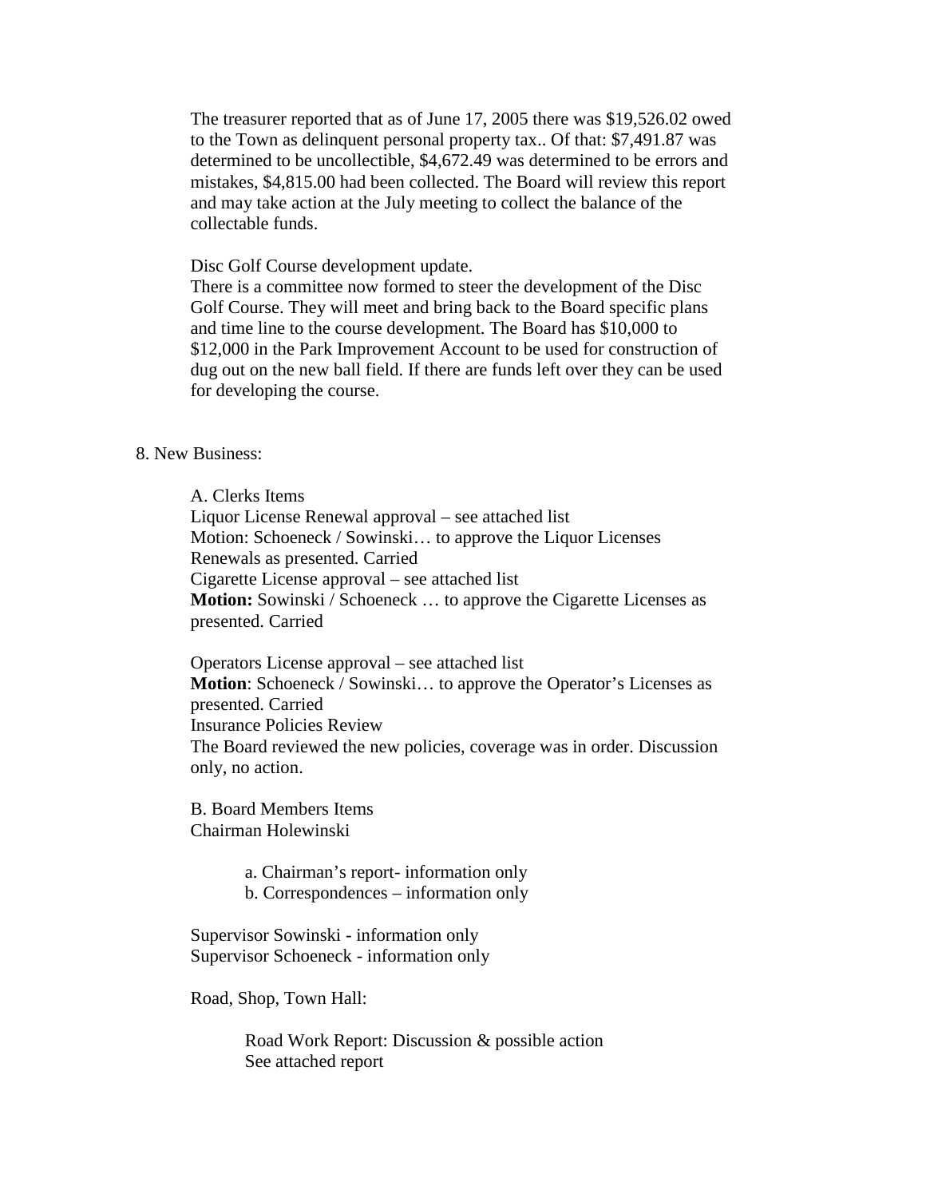The treasurer reported that as of June 17, 2005 there was $19,526.02 owed to the Town as delinquent personal property tax.. Of that: $7,491.87 was determined to be uncollectible, $4,672.49 was determined to be errors and mistakes, $4,815.00 had been collected. The Board will review this report and may take action at the July meeting to collect the balance of the collectable funds.

Disc Golf Course development update.
There is a committee now formed to steer the development of the Disc Golf Course. They will meet and bring back to the Board specific plans and time line to the course development. The Board has $10,000 to $12,000 in the Park Improvement Account to be used for construction of dug out on the new ball field. If there are funds left over they can be used for developing the course.

8. New Business:

A. Clerks Items
Liquor License Renewal approval – see attached list
Motion: Schoeneck / Sowinski… to approve the Liquor Licenses Renewals as presented. Carried
Cigarette License approval – see attached list
**Motion:** Sowinski / Schoeneck … to approve the Cigarette Licenses as presented. Carried

Operators License approval – see attached list
**Motion**: Schoeneck / Sowinski… to approve the Operator's Licenses as presented. Carried
Insurance Policies Review
The Board reviewed the new policies, coverage was in order. Discussion only, no action.

B. Board Members Items
Chairman Holewinski

a. Chairman's report- information only
b. Correspondences – information only

Supervisor Sowinski - information only
Supervisor Schoeneck - information only

Road, Shop, Town Hall:

Road Work Report: Discussion & possible action
See attached report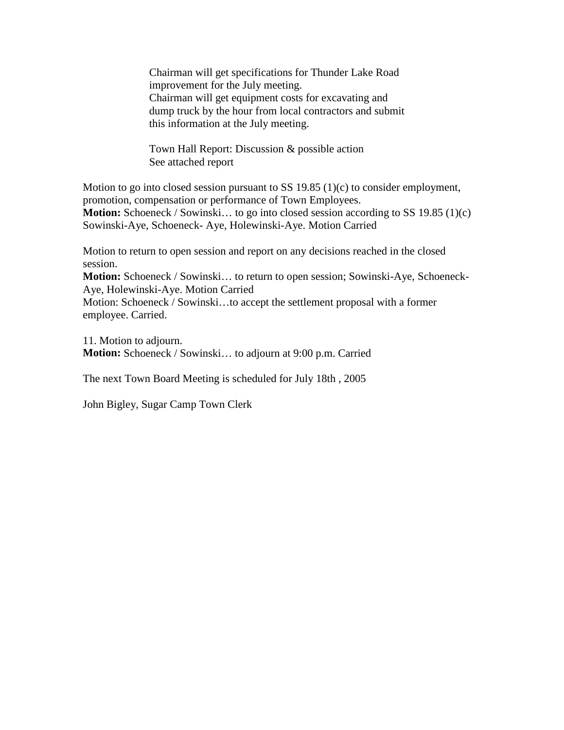Chairman will get specifications for Thunder Lake Road improvement for the July meeting.
Chairman will get equipment costs for excavating and dump truck by the hour from local contractors and submit this information at the July meeting.

Town Hall Report: Discussion & possible action
See attached report

Motion to go into closed session pursuant to SS 19.85 (1)(c) to consider employment, promotion, compensation or performance of Town Employees.
**Motion:** Schoeneck / Sowinski… to go into closed session according to SS 19.85 (1)(c) Sowinski-Aye, Schoeneck- Aye, Holewinski-Aye. Motion Carried

Motion to return to open session and report on any decisions reached in the closed session.
**Motion:** Schoeneck / Sowinski… to return to open session; Sowinski-Aye, Schoeneck-Aye, Holewinski-Aye. Motion Carried
Motion: Schoeneck / Sowinski…to accept the settlement proposal with a former employee. Carried.

11. Motion to adjourn.
**Motion:** Schoeneck / Sowinski… to adjourn at 9:00 p.m. Carried

The next Town Board Meeting is scheduled for July 18th , 2005

John Bigley, Sugar Camp Town Clerk